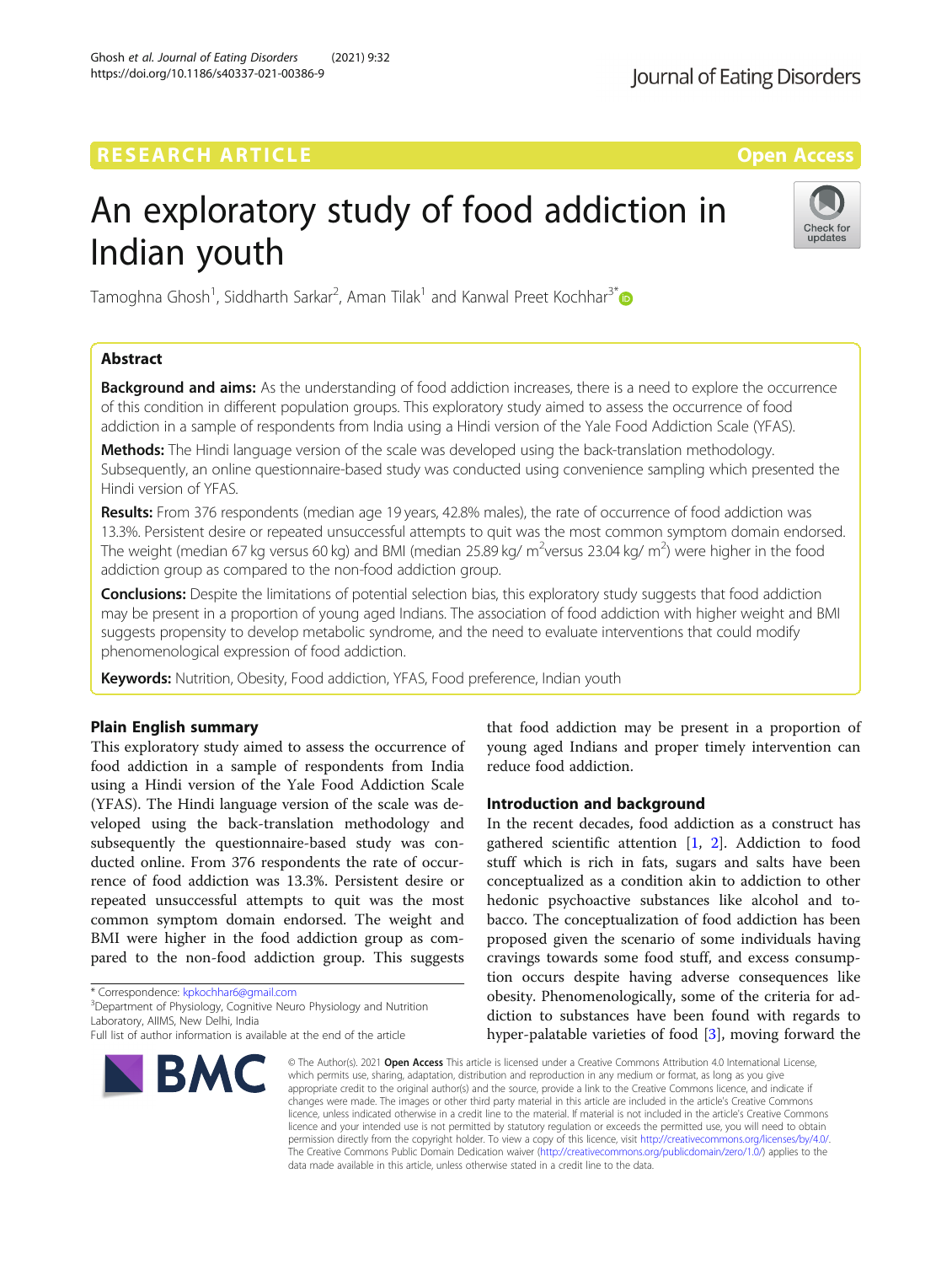RESEARCH ARTICLE

Open Access

# An exploratory study of food addiction in Indian youth

Tamoghna Ghosh[1], Siddharth Sarkar[2], Aman Tilak[1] and Kanwal Preet Kochhar[3*]

## Abstract

**Background and aims:** As the understanding of food addiction increases, there is a need to explore the occurrence of this condition in different population groups. This exploratory study aimed to assess the occurrence of food addiction in a sample of respondents from India using a Hindi version of the Yale Food Addiction Scale (YFAS).

**Methods:** The Hindi language version of the scale was developed using the back-translation methodology. Subsequently, an online questionnaire-based study was conducted using convenience sampling which presented the Hindi version of YFAS.

**Results:** From 376 respondents (median age 19 years, 42.8% males), the rate of occurrence of food addiction was 13.3%. Persistent desire or repeated unsuccessful attempts to quit was the most common symptom domain endorsed. The weight (median 67 kg versus 60 kg) and BMI (median 25.89 kg/ $m^2$versus 23.04 kg/ $m^2$) were higher in the food addiction group as compared to the non-food addiction group.

**Conclusions:** Despite the limitations of potential selection bias, this exploratory study suggests that food addiction may be present in a proportion of young aged Indians. The association of food addiction with higher weight and BMI suggests propensity to develop metabolic syndrome, and the need to evaluate interventions that could modify phenomenological expression of food addiction.

**Keywords:** Nutrition, Obesity, Food addiction, YFAS, Food preference, Indian youth

## Plain English summary

This exploratory study aimed to assess the occurrence of food addiction in a sample of respondents from India using a Hindi version of the Yale Food Addiction Scale (YFAS). The Hindi language version of the scale was developed using the back-translation methodology and subsequently the questionnaire-based study was conducted online. From 376 respondents the rate of occurrence of food addiction was 13.3%. Persistent desire or repeated unsuccessful attempts to quit was the most common symptom domain endorsed. The weight and BMI were higher in the food addiction group as compared to the non-food addiction group. This suggests that food addiction may be present in a proportion of young aged Indians and proper timely intervention can reduce food addiction.

## Introduction and background

In the recent decades, food addiction as a construct has gathered scientific attention [1, 2]. Addiction to food stuff which is rich in fats, sugars and salts have been conceptualized as a condition akin to addiction to other hedonic psychoactive substances like alcohol and tobacco. The conceptualization of food addiction has been proposed given the scenario of some individuals having cravings towards some food stuff, and excess consumption occurs despite having adverse consequences like obesity. Phenomenologically, some of the criteria for addiction to substances have been found with regards to hyper-palatable varieties of food [3], moving forward the

* Correspondence: kpkochhar6@gmail.com
[3]Department of Physiology, Cognitive Neuro Physiology and Nutrition Laboratory, AIIMS, New Delhi, India
Full list of author information is available at the end of the article

© The Author(s). 2021 **Open Access** This article is licensed under a Creative Commons Attribution 4.0 International License, which permits use, sharing, adaptation, distribution and reproduction in any medium or format, as long as you give appropriate credit to the original author(s) and the source, provide a link to the Creative Commons licence, and indicate if changes were made. The images or other third party material in this article are included in the article's Creative Commons licence, unless indicated otherwise in a credit line to the material. If material is not included in the article's Creative Commons licence and your intended use is not permitted by statutory regulation or exceeds the permitted use, you will need to obtain permission directly from the copyright holder. To view a copy of this licence, visit http://creativecommons.org/licenses/by/4.0/. The Creative Commons Public Domain Dedication waiver (http://creativecommons.org/publicdomain/zero/1.0/) applies to the data made available in this article, unless otherwise stated in a credit line to the data.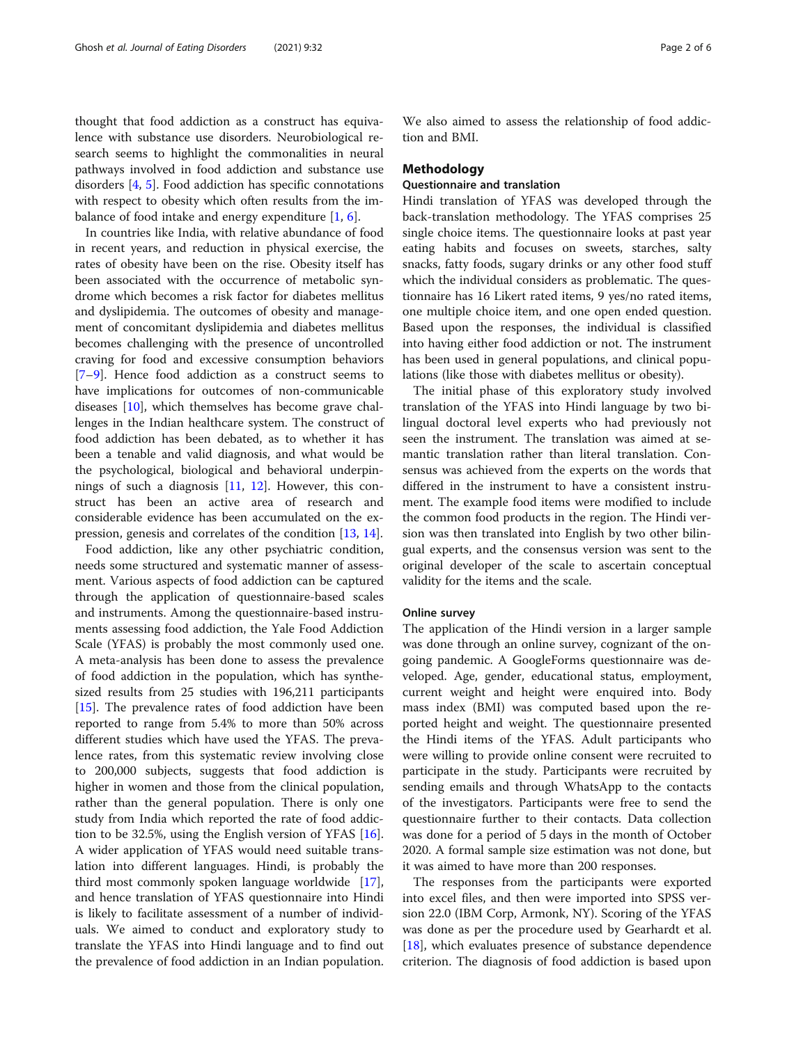thought that food addiction as a construct has equivalence with substance use disorders. Neurobiological research seems to highlight the commonalities in neural pathways involved in food addiction and substance use disorders [4, 5]. Food addiction has specific connotations with respect to obesity which often results from the imbalance of food intake and energy expenditure [1, 6].

In countries like India, with relative abundance of food in recent years, and reduction in physical exercise, the rates of obesity have been on the rise. Obesity itself has been associated with the occurrence of metabolic syndrome which becomes a risk factor for diabetes mellitus and dyslipidemia. The outcomes of obesity and management of concomitant dyslipidemia and diabetes mellitus becomes challenging with the presence of uncontrolled craving for food and excessive consumption behaviors [7–9]. Hence food addiction as a construct seems to have implications for outcomes of non-communicable diseases [10], which themselves has become grave challenges in the Indian healthcare system. The construct of food addiction has been debated, as to whether it has been a tenable and valid diagnosis, and what would be the psychological, biological and behavioral underpinnings of such a diagnosis [11, 12]. However, this construct has been an active area of research and considerable evidence has been accumulated on the expression, genesis and correlates of the condition [13, 14].

Food addiction, like any other psychiatric condition, needs some structured and systematic manner of assessment. Various aspects of food addiction can be captured through the application of questionnaire-based scales and instruments. Among the questionnaire-based instruments assessing food addiction, the Yale Food Addiction Scale (YFAS) is probably the most commonly used one. A meta-analysis has been done to assess the prevalence of food addiction in the population, which has synthesized results from 25 studies with 196,211 participants [15]. The prevalence rates of food addiction have been reported to range from 5.4% to more than 50% across different studies which have used the YFAS. The prevalence rates, from this systematic review involving close to 200,000 subjects, suggests that food addiction is higher in women and those from the clinical population, rather than the general population. There is only one study from India which reported the rate of food addiction to be 32.5%, using the English version of YFAS [16]. A wider application of YFAS would need suitable translation into different languages. Hindi, is probably the third most commonly spoken language worldwide [17], and hence translation of YFAS questionnaire into Hindi is likely to facilitate assessment of a number of individuals. We aimed to conduct and exploratory study to translate the YFAS into Hindi language and to find out the prevalence of food addiction in an Indian population. We also aimed to assess the relationship of food addiction and BMI.

## Methodology

### Questionnaire and translation

Hindi translation of YFAS was developed through the back-translation methodology. The YFAS comprises 25 single choice items. The questionnaire looks at past year eating habits and focuses on sweets, starches, salty snacks, fatty foods, sugary drinks or any other food stuff which the individual considers as problematic. The questionnaire has 16 Likert rated items, 9 yes/no rated items, one multiple choice item, and one open ended question. Based upon the responses, the individual is classified into having either food addiction or not. The instrument has been used in general populations, and clinical populations (like those with diabetes mellitus or obesity).

The initial phase of this exploratory study involved translation of the YFAS into Hindi language by two bilingual doctoral level experts who had previously not seen the instrument. The translation was aimed at semantic translation rather than literal translation. Consensus was achieved from the experts on the words that differed in the instrument to have a consistent instrument. The example food items were modified to include the common food products in the region. The Hindi version was then translated into English by two other bilingual experts, and the consensus version was sent to the original developer of the scale to ascertain conceptual validity for the items and the scale.

### Online survey

The application of the Hindi version in a larger sample was done through an online survey, cognizant of the ongoing pandemic. A GoogleForms questionnaire was developed. Age, gender, educational status, employment, current weight and height were enquired into. Body mass index (BMI) was computed based upon the reported height and weight. The questionnaire presented the Hindi items of the YFAS. Adult participants who were willing to provide online consent were recruited to participate in the study. Participants were recruited by sending emails and through WhatsApp to the contacts of the investigators. Participants were free to send the questionnaire further to their contacts. Data collection was done for a period of 5 days in the month of October 2020. A formal sample size estimation was not done, but it was aimed to have more than 200 responses.

The responses from the participants were exported into excel files, and then were imported into SPSS version 22.0 (IBM Corp, Armonk, NY). Scoring of the YFAS was done as per the procedure used by Gearhardt et al. [18], which evaluates presence of substance dependence criterion. The diagnosis of food addiction is based upon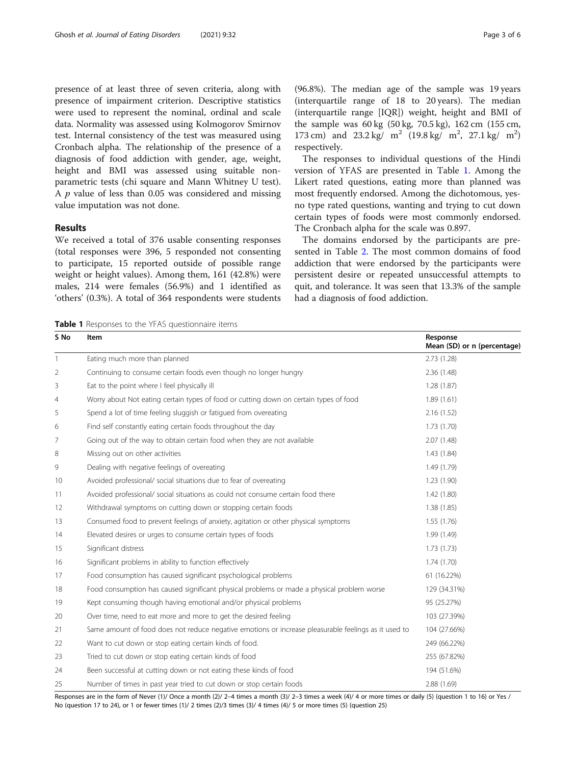presence of at least three of seven criteria, along with presence of impairment criterion. Descriptive statistics were used to represent the nominal, ordinal and scale data. Normality was assessed using Kolmogorov Smirnov test. Internal consistency of the test was measured using Cronbach alpha. The relationship of the presence of a diagnosis of food addiction with gender, age, weight, height and BMI was assessed using suitable non-parametric tests (chi square and Mann Whitney U test). A $p$ value of less than 0.05 was considered and missing value imputation was not done.

## Results

We received a total of 376 usable consenting responses (total responses were 396, 5 responded not consenting to participate, 15 reported outside of possible range weight or height values). Among them, 161 (42.8%) were males, 214 were females (56.9%) and 1 identified as 'others' (0.3%). A total of 364 respondents were students (96.8%). The median age of the sample was 19 years (interquartile range of 18 to 20 years). The median (interquartile range [IQR]) weight, height and BMI of the sample was 60 kg (50 kg, 70.5 kg), 162 cm (155 cm, 173 cm) and 23.2 kg/ $m^2$ (19.8 kg/ $m^2$, 27.1 kg/ $m^2$) respectively.

The responses to individual questions of the Hindi version of YFAS are presented in Table 1. Among the Likert rated questions, eating more than planned was most frequently endorsed. Among the dichotomous, yes-no type rated questions, wanting and trying to cut down certain types of foods were most commonly endorsed. The Cronbach alpha for the scale was 0.897.

The domains endorsed by the participants are presented in Table 2. The most common domains of food addiction that were endorsed by the participants were persistent desire or repeated unsuccessful attempts to quit, and tolerance. It was seen that 13.3% of the sample had a diagnosis of food addiction.

**Table 1** Responses to the YFAS questionnaire items

| S No | Item | Response<br>Mean (SD) or n (percentage) |
|---|---|---|
| 1 | Eating much more than planned | 2.73 (1.28) |
| 2 | Continuing to consume certain foods even though no longer hungry | 2.36 (1.48) |
| 3 | Eat to the point where I feel physically ill | 1.28 (1.87) |
| 4 | Worry about Not eating certain types of food or cutting down on certain types of food | 1.89 (1.61) |
| 5 | Spend a lot of time feeling sluggish or fatigued from overeating | 2.16 (1.52) |
| 6 | Find self constantly eating certain foods throughout the day | 1.73 (1.70) |
| 7 | Going out of the way to obtain certain food when they are not available | 2.07 (1.48) |
| 8 | Missing out on other activities | 1.43 (1.84) |
| 9 | Dealing with negative feelings of overeating | 1.49 (1.79) |
| 10 | Avoided professional/ social situations due to fear of overeating | 1.23 (1.90) |
| 11 | Avoided professional/ social situations as could not consume certain food there | 1.42 (1.80) |
| 12 | Withdrawal symptoms on cutting down or stopping certain foods | 1.38 (1.85) |
| 13 | Consumed food to prevent feelings of anxiety, agitation or other physical symptoms | 1.55 (1.76) |
| 14 | Elevated desires or urges to consume certain types of foods | 1.99 (1.49) |
| 15 | Significant distress | 1.73 (1.73) |
| 16 | Significant problems in ability to function effectively | 1.74 (1.70) |
| 17 | Food consumption has caused significant psychological problems | 61 (16.22%) |
| 18 | Food consumption has caused significant physical problems or made a physical problem worse | 129 (34.31%) |
| 19 | Kept consuming though having emotional and/or physical problems | 95 (25.27%) |
| 20 | Over time, need to eat more and more to get the desired feeling | 103 (27.39%) |
| 21 | Same amount of food does not reduce negative emotions or increase pleasurable feelings as it used to | 104 (27.66%) |
| 22 | Want to cut down or stop eating certain kinds of food. | 249 (66.22%) |
| 23 | Tried to cut down or stop eating certain kinds of food | 255 (67.82%) |
| 24 | Been successful at cutting down or not eating these kinds of food | 194 (51.6%) |
| 25 | Number of times in past year tried to cut down or stop certain foods | 2.88 (1.69) |

Responses are in the form of Never (1)/ Once a month (2)/ 2–4 times a month (3)/ 2–3 times a week (4)/ 4 or more times or daily (5) (question 1 to 16) or Yes / No (question 17 to 24), or 1 or fewer times (1)/ 2 times (2)/3 times (3)/ 4 times (4)/ 5 or more times (5) (question 25)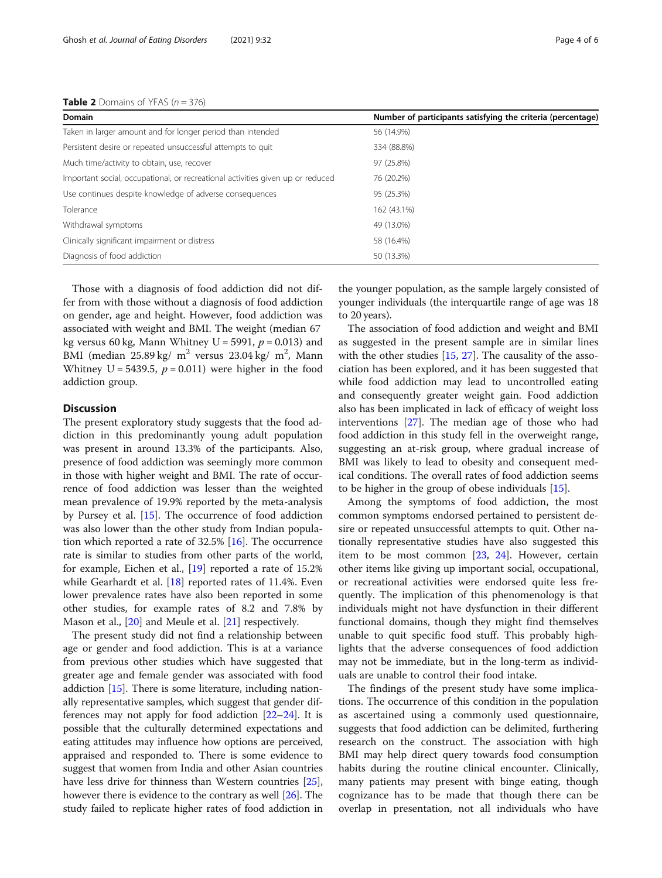**Table 2** Domains of YFAS ($n = 376$)

| Domain | Number of participants satisfying the criteria (percentage) |
|---|---|
| Taken in larger amount and for longer period than intended | 56 (14.9%) |
| Persistent desire or repeated unsuccessful attempts to quit | 334 (88.8%) |
| Much time/activity to obtain, use, recover | 97 (25.8%) |
| Important social, occupational, or recreational activities given up or reduced | 76 (20.2%) |
| Use continues despite knowledge of adverse consequences | 95 (25.3%) |
| Tolerance | 162 (43.1%) |
| Withdrawal symptoms | 49 (13.0%) |
| Clinically significant impairment or distress | 58 (16.4%) |
| Diagnosis of food addiction | 50 (13.3%) |

Those with a diagnosis of food addiction did not differ from with those without a diagnosis of food addiction on gender, age and height. However, food addiction was associated with weight and BMI. The weight (median 67 kg versus 60 kg, Mann Whitney U = 5991, $p = 0.013$) and BMI (median 25.89 kg/ $m^2$ versus 23.04 kg/ $m^2$, Mann Whitney U = 5439.5, $p = 0.011$) were higher in the food addiction group.

## Discussion

The present exploratory study suggests that the food addiction in this predominantly young adult population was present in around 13.3% of the participants. Also, presence of food addiction was seemingly more common in those with higher weight and BMI. The rate of occurrence of food addiction was lesser than the weighted mean prevalence of 19.9% reported by the meta-analysis by Pursey et al. [15]. The occurrence of food addiction was also lower than the other study from Indian population which reported a rate of 32.5% [16]. The occurrence rate is similar to studies from other parts of the world, for example, Eichen et al., [19] reported a rate of 15.2% while Gearhardt et al. [18] reported rates of 11.4%. Even lower prevalence rates have also been reported in some other studies, for example rates of 8.2 and 7.8% by Mason et al., [20] and Meule et al. [21] respectively.

The present study did not find a relationship between age or gender and food addiction. This is at a variance from previous other studies which have suggested that greater age and female gender was associated with food addiction [15]. There is some literature, including nationally representative samples, which suggest that gender differences may not apply for food addiction [22–24]. It is possible that the culturally determined expectations and eating attitudes may influence how options are perceived, appraised and responded to. There is some evidence to suggest that women from India and other Asian countries have less drive for thinness than Western countries [25], however there is evidence to the contrary as well [26]. The study failed to replicate higher rates of food addiction in the younger population, as the sample largely consisted of younger individuals (the interquartile range of age was 18 to 20 years).

The association of food addiction and weight and BMI as suggested in the present sample are in similar lines with the other studies [15, 27]. The causality of the association has been explored, and it has been suggested that while food addiction may lead to uncontrolled eating and consequently greater weight gain. Food addiction also has been implicated in lack of efficacy of weight loss interventions [27]. The median age of those who had food addiction in this study fell in the overweight range, suggesting an at-risk group, where gradual increase of BMI was likely to lead to obesity and consequent medical conditions. The overall rates of food addiction seems to be higher in the group of obese individuals [15].

Among the symptoms of food addiction, the most common symptoms endorsed pertained to persistent desire or repeated unsuccessful attempts to quit. Other nationally representative studies have also suggested this item to be most common [23, 24]. However, certain other items like giving up important social, occupational, or recreational activities were endorsed quite less frequently. The implication of this phenomenology is that individuals might not have dysfunction in their different functional domains, though they might find themselves unable to quit specific food stuff. This probably highlights that the adverse consequences of food addiction may not be immediate, but in the long-term as individuals are unable to control their food intake.

The findings of the present study have some implications. The occurrence of this condition in the population as ascertained using a commonly used questionnaire, suggests that food addiction can be delimited, furthering research on the construct. The association with high BMI may help direct query towards food consumption habits during the routine clinical encounter. Clinically, many patients may present with binge eating, though cognizance has to be made that though there can be overlap in presentation, not all individuals who have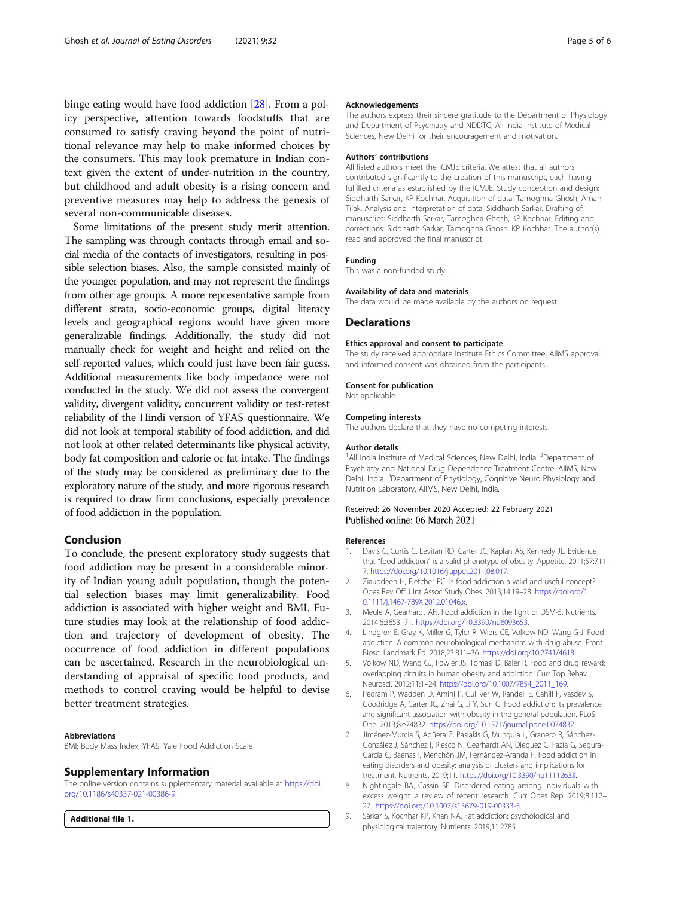binge eating would have food addiction [28]. From a policy perspective, attention towards foodstuffs that are consumed to satisfy craving beyond the point of nutritional relevance may help to make informed choices by the consumers. This may look premature in Indian context given the extent of under-nutrition in the country, but childhood and adult obesity is a rising concern and preventive measures may help to address the genesis of several non-communicable diseases.

Some limitations of the present study merit attention. The sampling was through contacts through email and social media of the contacts of investigators, resulting in possible selection biases. Also, the sample consisted mainly of the younger population, and may not represent the findings from other age groups. A more representative sample from different strata, socio-economic groups, digital literacy levels and geographical regions would have given more generalizable findings. Additionally, the study did not manually check for weight and height and relied on the self-reported values, which could just have been fair guess. Additional measurements like body impedance were not conducted in the study. We did not assess the convergent validity, divergent validity, concurrent validity or test-retest reliability of the Hindi version of YFAS questionnaire. We did not look at temporal stability of food addiction, and did not look at other related determinants like physical activity, body fat composition and calorie or fat intake. The findings of the study may be considered as preliminary due to the exploratory nature of the study, and more rigorous research is required to draw firm conclusions, especially prevalence of food addiction in the population.

## Conclusion

To conclude, the present exploratory study suggests that food addiction may be present in a considerable minority of Indian young adult population, though the potential selection biases may limit generalizability. Food addiction is associated with higher weight and BMI. Future studies may look at the relationship of food addiction and trajectory of development of obesity. The occurrence of food addiction in different populations can be ascertained. Research in the neurobiological understanding of appraisal of specific food products, and methods to control craving would be helpful to devise better treatment strategies.

#### Abbreviations

BMI: Body Mass Index; YFAS: Yale Food Addiction Scale

## Supplementary Information

The online version contains supplementary material available at https://doi.org/10.1186/s40337-021-00386-9.

**Additional file 1.**

#### Acknowledgements

The authors express their sincere gratitude to the Department of Physiology and Department of Psychiatry and NDDTC, All India institute of Medical Sciences, New Delhi for their encouragement and motivation.

#### Authors' contributions

All listed authors meet the ICMJE criteria. We attest that all authors contributed significantly to the creation of this manuscript, each having fulfilled criteria as established by the ICMJE. Study conception and design: Siddharth Sarkar, KP Kochhar. Acquisition of data: Tamoghna Ghosh, Aman Tilak. Analysis and interpretation of data: Siddharth Sarkar. Drafting of manuscript: Siddharth Sarkar, Tamoghna Ghosh, KP Kochhar. Editing and corrections: Siddharth Sarkar, Tamoghna Ghosh, KP Kochhar. The author(s) read and approved the final manuscript.

#### Funding

This was a non-funded study.

#### Availability of data and materials

The data would be made available by the authors on request.

## Declarations

#### Ethics approval and consent to participate

The study received appropriate Institute Ethics Committee, AIIMS approval and informed consent was obtained from the participants.

#### Consent for publication

Not applicable.

#### Competing interests

The authors declare that they have no competing interests.

#### Author details

[1]All India Institute of Medical Sciences, New Delhi, India. [2]Department of Psychiatry and National Drug Dependence Treatment Centre, AIIMS, New Delhi, India. [3]Department of Physiology, Cognitive Neuro Physiology and Nutrition Laboratory, AIIMS, New Delhi, India.

Received: 26 November 2020 Accepted: 22 February 2021
Published online: 06 March 2021

#### References

1. Davis C, Curtis C, Levitan RD, Carter JC, Kaplan AS, Kennedy JL. Evidence that "food addiction" is a valid phenotype of obesity. Appetite. 2011;57:711–7. https://doi.org/10.1016/j.appet.2011.08.017.
2. Ziauddeen H, Fletcher PC. Is food addiction a valid and useful concept? Obes Rev Off J Int Assoc Study Obes. 2013;14:19–28. https://doi.org/10.1111/j.1467-789X.2012.01046.x.
3. Meule A, Gearhardt AN. Food addiction in the light of DSM-5. Nutrients. 2014;6:3653–71. https://doi.org/10.3390/nu6093653.
4. Lindgren E, Gray K, Miller G, Tyler R, Wiers CE, Volkow ND, Wang G-J. Food addiction: A common neurobiological mechanism with drug abuse. Front Biosci Landmark Ed. 2018;23:811–36. https://doi.org/10.2741/4618.
5. Volkow ND, Wang GJ, Fowler JS, Tomasi D, Baler R. Food and drug reward: overlapping circuits in human obesity and addiction. Curr Top Behav Neurosci. 2012;11:1–24. https://doi.org/10.1007/7854_2011_169.
6. Pedram P, Wadden D, Amini P, Gulliver W, Randell E, Cahill F, Vasdev S, Goodridge A, Carter JC, Zhai G, Ji Y, Sun G. Food addiction: its prevalence and significant association with obesity in the general population. PLoS One. 2013;8:e74832. https://doi.org/10.1371/journal.pone.0074832.
7. Jiménez-Murcia S, Agüera Z, Paslakis G, Munguia L, Granero R, Sánchez-González J, Sánchez I, Riesco N, Gearhardt AN, Dieguez C, Fazia G, Segura-García C, Baenas I, Menchón JM, Fernández-Aranda F. Food addiction in eating disorders and obesity: analysis of clusters and implications for treatment. Nutrients. 2019;11. https://doi.org/10.3390/nu11112633.
8. Nightingale BA, Cassin SE. Disordered eating among individuals with excess weight: a review of recent research. Curr Obes Rep. 2019;8:112–27. https://doi.org/10.1007/s13679-019-00333-5.
9. Sarkar S, Kochhar KP, Khan NA. Fat addiction: psychological and physiological trajectory. Nutrients. 2019;11:2785.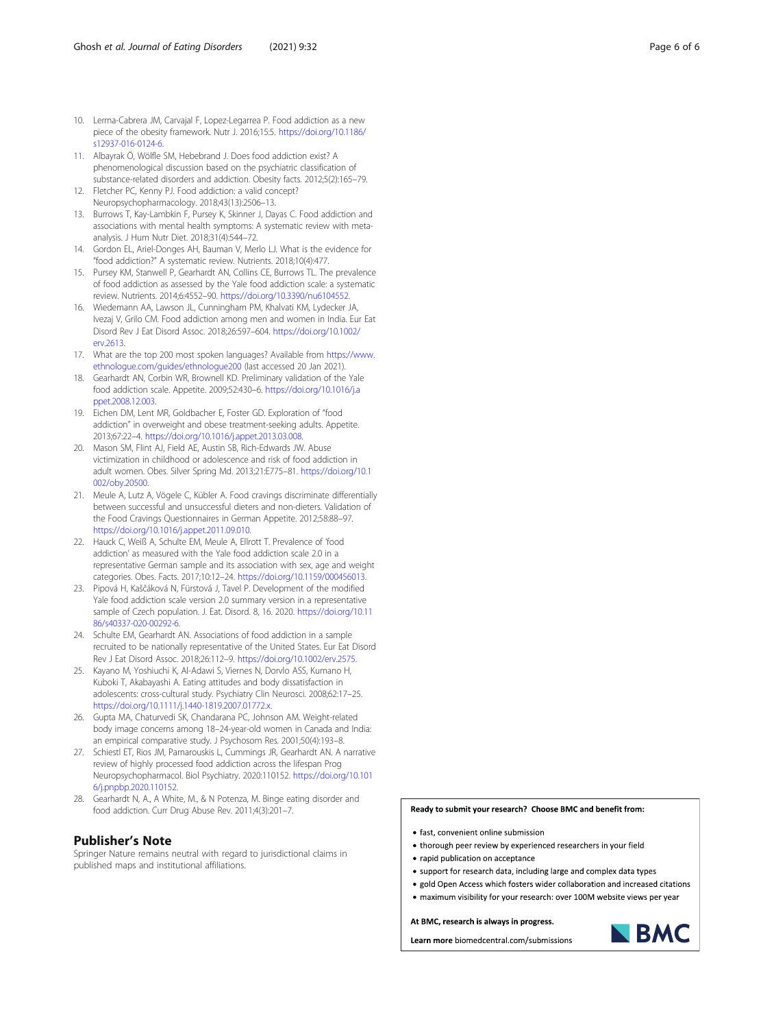10. Lerma-Cabrera JM, Carvajal F, Lopez-Legarrea P. Food addiction as a new piece of the obesity framework. Nutr J. 2016;15:5. https://doi.org/10.1186/s12937-016-0124-6.
11. Albayrak Ö, Wölfle SM, Hebebrand J. Does food addiction exist? A phenomenological discussion based on the psychiatric classification of substance-related disorders and addiction. Obesity facts. 2012;5(2):165–79.
12. Fletcher PC, Kenny PJ. Food addiction: a valid concept? Neuropsychopharmacology. 2018;43(13):2506–13.
13. Burrows T, Kay-Lambkin F, Pursey K, Skinner J, Dayas C. Food addiction and associations with mental health symptoms: A systematic review with meta-analysis. J Hum Nutr Diet. 2018;31(4):544–72.
14. Gordon EL, Ariel-Donges AH, Bauman V, Merlo LJ. What is the evidence for "food addiction?" A systematic review. Nutrients. 2018;10(4):477.
15. Pursey KM, Stanwell P, Gearhardt AN, Collins CE, Burrows TL. The prevalence of food addiction as assessed by the Yale food addiction scale: a systematic review. Nutrients. 2014;6:4552–90. https://doi.org/10.3390/nu6104552.
16. Wiedemann AA, Lawson JL, Cunningham PM, Khalvati KM, Lydecker JA, Ivezaj V, Grilo CM. Food addiction among men and women in India. Eur Eat Disord Rev J Eat Disord Assoc. 2018;26:597–604. https://doi.org/10.1002/erv.2613.
17. What are the top 200 most spoken languages? Available from https://www.ethnologue.com/guides/ethnologue200 (last accessed 20 Jan 2021).
18. Gearhardt AN, Corbin WR, Brownell KD. Preliminary validation of the Yale food addiction scale. Appetite. 2009;52:430–6. https://doi.org/10.1016/j.appet.2008.12.003.
19. Eichen DM, Lent MR, Goldbacher E, Foster GD. Exploration of "food addiction" in overweight and obese treatment-seeking adults. Appetite. 2013;67:22–4. https://doi.org/10.1016/j.appet.2013.03.008.
20. Mason SM, Flint AJ, Field AE, Austin SB, Rich-Edwards JW. Abuse victimization in childhood or adolescence and risk of food addiction in adult women. Obes. Silver Spring Md. 2013;21:E775–81. https://doi.org/10.1002/oby.20500.
21. Meule A, Lutz A, Vögele C, Kübler A. Food cravings discriminate differentially between successful and unsuccessful dieters and non-dieters. Validation of the Food Cravings Questionnaires in German Appetite. 2012;58:88–97. https://doi.org/10.1016/j.appet.2011.09.010.
22. Hauck C, Weiß A, Schulte EM, Meule A, Ellrott T. Prevalence of 'food addiction' as measured with the Yale food addiction scale 2.0 in a representative German sample and its association with sex, age and weight categories. Obes. Facts. 2017;10:12–24. https://doi.org/10.1159/000456013.
23. Pipová H, Kaščáková N, Fürstová J, Tavel P. Development of the modified Yale food addiction scale version 2.0 summary version in a representative sample of Czech population. J. Eat. Disord. 8, 16. 2020. https://doi.org/10.1186/s40337-020-00292-6.
24. Schulte EM, Gearhardt AN. Associations of food addiction in a sample recruited to be nationally representative of the United States. Eur Eat Disord Rev J Eat Disord Assoc. 2018;26:112–9. https://doi.org/10.1002/erv.2575.
25. Kayano M, Yoshiuchi K, Al-Adawi S, Viernes N, Dorvlo ASS, Kumano H, Kuboki T, Akabayashi A. Eating attitudes and body dissatisfaction in adolescents: cross-cultural study. Psychiatry Clin Neurosci. 2008;62:17–25. https://doi.org/10.1111/j.1440-1819.2007.01772.x.
26. Gupta MA, Chaturvedi SK, Chandarana PC, Johnson AM. Weight-related body image concerns among 18–24-year-old women in Canada and India: an empirical comparative study. J Psychosom Res. 2001;50(4):193–8.
27. Schiestl ET, Rios JM, Parnarouskis L, Cummings JR, Gearhardt AN. A narrative review of highly processed food addiction across the lifespan Prog Neuropsychopharmacol. Biol Psychiatry. 2020:110152. https://doi.org/10.1016/j.pnpbp.2020.110152.
28. Gearhardt N, A., A White, M., & N Potenza, M. Binge eating disorder and food addiction. Curr Drug Abuse Rev. 2011;4(3):201–7.

## Publisher's Note

Springer Nature remains neutral with regard to jurisdictional claims in published maps and institutional affiliations.

**Ready to submit your research? Choose BMC and benefit from:**

- fast, convenient online submission
- thorough peer review by experienced researchers in your field
- rapid publication on acceptance
- support for research data, including large and complex data types
- gold Open Access which fosters wider collaboration and increased citations
- maximum visibility for your research: over 100M website views per year

**At BMC, research is always in progress.**

**Learn more** biomedcentral.com/submissions

BMC